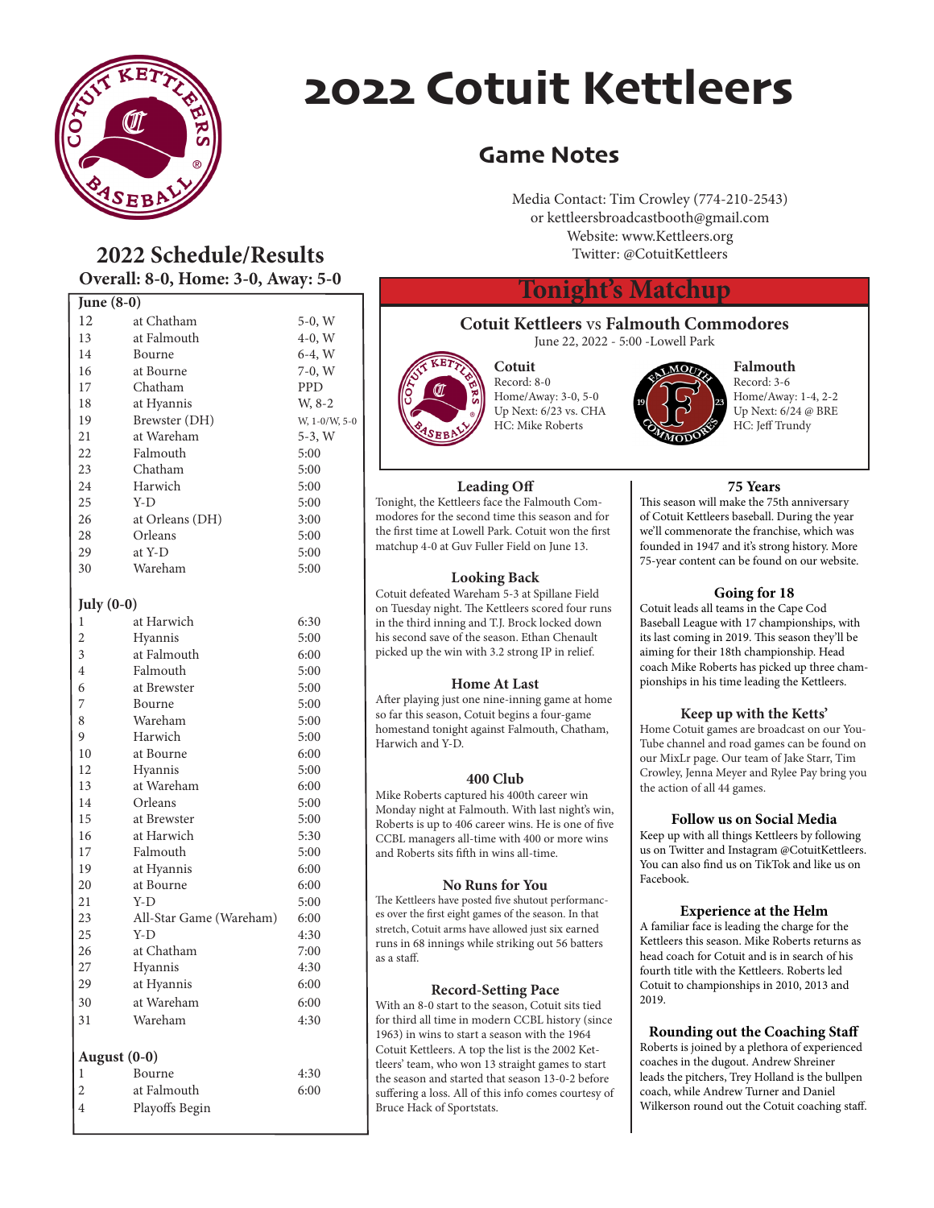# 2022 Cotuit Kettleers

## Game Notes

Media Contact: Tim Crowley (774-210-2543)
or kettleersbroadcastbooth@gmail.com
Website: www.Kettleers.org
Twitter: @CotuitKettleers

## 2022 Schedule/Results

**Overall: 8-0, Home: 3-0, Away: 5-0**

| June (8-0) | | |
|---|---|---|
| 12 | at Chatham | 5-0, W |
| 13 | at Falmouth | 4-0, W |
| 14 | Bourne | 6-4, W |
| 16 | at Bourne | 7-0, W |
| 17 | Chatham | PPD |
| 18 | at Hyannis | W, 8-2 |
| 19 | Brewster (DH) | W, 1-0/W, 5-0 |
| 21 | at Wareham | 5-3, W |
| 22 | Falmouth | 5:00 |
| 23 | Chatham | 5:00 |
| 24 | Harwich | 5:00 |
| 25 | Y-D | 5:00 |
| 26 | at Orleans (DH) | 3:00 |
| 28 | Orleans | 5:00 |
| 29 | at Y-D | 5:00 |
| 30 | Wareham | 5:00 |

| July (0-0) | | |
|---|---|---|
| 1 | at Harwich | 6:30 |
| 2 | Hyannis | 5:00 |
| 3 | at Falmouth | 6:00 |
| 4 | Falmouth | 5:00 |
| 6 | at Brewster | 5:00 |
| 7 | Bourne | 5:00 |
| 8 | Wareham | 5:00 |
| 9 | Harwich | 5:00 |
| 10 | at Bourne | 6:00 |
| 12 | Hyannis | 5:00 |
| 13 | at Wareham | 6:00 |
| 14 | Orleans | 5:00 |
| 15 | at Brewster | 5:00 |
| 16 | at Harwich | 5:30 |
| 17 | Falmouth | 5:00 |
| 19 | at Hyannis | 6:00 |
| 20 | at Bourne | 6:00 |
| 21 | Y-D | 5:00 |
| 23 | All-Star Game (Wareham) | 6:00 |
| 25 | Y-D | 4:30 |
| 26 | at Chatham | 7:00 |
| 27 | Hyannis | 4:30 |
| 29 | at Hyannis | 6:00 |
| 30 | at Wareham | 6:00 |
| 31 | Wareham | 4:30 |

| August (0-0) | | |
|---|---|---|
| 1 | Bourne | 4:30 |
| 2 | at Falmouth | 6:00 |
| 4 | Playoffs Begin | |

## Tonight's Matchup

**Cotuit Kettleers vs Falmouth Commodores**
June 22, 2022 - 5:00 -Lowell Park

**Cotuit**
Record: 8-0
Home/Away: 3-0, 5-0
Up Next: 6/23 vs. CHA
HC: Mike Roberts

**Falmouth**
Record: 3-6
Home/Away: 1-4, 2-2
Up Next: 6/24 @ BRE
HC: Jeff Trundy

### Leading Off

Tonight, the Kettleers face the Falmouth Commodores for the second time this season and for the first time at Lowell Park. Cotuit won the first matchup 4-0 at Guv Fuller Field on June 13.

### Looking Back

Cotuit defeated Wareham 5-3 at Spillane Field on Tuesday night. The Kettleers scored four runs in the third inning and T.J. Brock locked down his second save of the season. Ethan Chenault picked up the win with 3.2 strong IP in relief.

### Home At Last

After playing just one nine-inning game at home so far this season, Cotuit begins a four-game homestand tonight against Falmouth, Chatham, Harwich and Y-D.

### 400 Club

Mike Roberts captured his 400th career win Monday night at Falmouth. With last night's win, Roberts is up to 406 career wins. He is one of five CCBL managers all-time with 400 or more wins and Roberts sits fifth in wins all-time.

### No Runs for You

The Kettleers have posted five shutout performances over the first eight games of the season. In that stretch, Cotuit arms have allowed just six earned runs in 68 innings while striking out 56 batters as a staff.

### Record-Setting Pace

With an 8-0 start to the season, Cotuit sits tied for third all time in modern CCBL history (since 1963) in wins to start a season with the 1964 Cotuit Kettleers. A top the list is the 2002 Kettleers' team, who won 13 straight games to start the season and started that season 13-0-2 before suffering a loss. All of this info comes courtesy of Bruce Hack of Sportstats.

### 75 Years

This season will make the 75th anniversary of Cotuit Kettleers baseball. During the year we'll commenorate the franchise, which was founded in 1947 and it's strong history. More 75-year content can be found on our website.

### Going for 18

Cotuit leads all teams in the Cape Cod Baseball League with 17 championships, with its last coming in 2019. This season they'll be aiming for their 18th championship. Head coach Mike Roberts has picked up three championships in his time leading the Kettleers.

### Keep up with the Ketts'

Home Cotuit games are broadcast on our YouTube channel and road games can be found on our MixLr page. Our team of Jake Starr, Tim Crowley, Jenna Meyer and Rylee Pay bring you the action of all 44 games.

### Follow us on Social Media

Keep up with all things Kettleers by following us on Twitter and Instagram @CotuitKettleers. You can also find us on TikTok and like us on Facebook.

### Experience at the Helm

A familiar face is leading the charge for the Kettleers this season. Mike Roberts returns as head coach for Cotuit and is in search of his fourth title with the Kettleers. Roberts led Cotuit to championships in 2010, 2013 and 2019.

### Rounding out the Coaching Staff

Roberts is joined by a plethora of experienced coaches in the dugout. Andrew Shreiner leads the pitchers, Trey Holland is the bullpen coach, while Andrew Turner and Daniel Wilkerson round out the Cotuit coaching staff.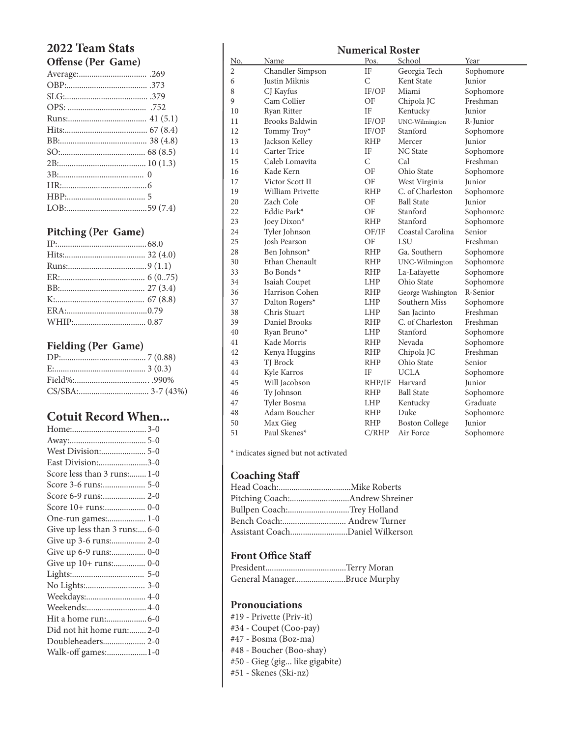## 2022 Team Stats

### Offense (Per Game)

| Stat | Value |
|---|---|
| Average: | .269 |
| OBP: | .373 |
| SLG: | .379 |
| OPS: | .752 |
| Runs: | 41 (5.1) |
| Hits: | 67 (8.4) |
| BB: | 38 (4.8) |
| SO: | 68 (8.5) |
| 2B: | 10 (1.3) |
| 3B: | 0 |
| HR: | 6 |
| HBP: | 5 |
| LOB: | 59 (7.4) |

### Pitching (Per Game)

| Stat | Value |
|---|---|
| IP: | 68.0 |
| Hits: | 32 (4.0) |
| Runs: | 9 (1.1) |
| ER: | 6 (0..75) |
| BB: | 27 (3.4) |
| K: | 67 (8.8) |
| ERA: | 0.79 |
| WHIP: | 0.87 |

### Fielding (Per Game)

| Stat | Value |
|---|---|
| DP: | 7 (0.88) |
| E: | 3 (0.3) |
| Field%: | .990% |
| CS/SBA: | 3-7 (43%) |

## Cotuit Record When...

| Situation | Record |
|---|---|
| Home: | 3-0 |
| Away: | 5-0 |
| West Division: | 5-0 |
| East Division: | 3-0 |
| Score less than 3 runs: | 1-0 |
| Score 3-6 runs: | 5-0 |
| Score 6-9 runs: | 2-0 |
| Score 10+ runs: | 0-0 |
| One-run games: | 1-0 |
| Give up less than 3 runs: | 6-0 |
| Give up 3-6 runs: | 2-0 |
| Give up 6-9 runs: | 0-0 |
| Give up 10+ runs: | 0-0 |
| Lights: | 5-0 |
| No Lights: | 3-0 |
| Weekdays: | 4-0 |
| Weekends: | 4-0 |
| Hit a home run: | 6-0 |
| Did not hit home run: | 2-0 |
| Doubleheaders | 2-0 |
| Walk-off games: | 1-0 |

## Numerical Roster

| No. | Name | Pos. | School | Year |
|---|---|---|---|---|
| 2 | Chandler Simpson | IF | Georgia Tech | Sophomore |
| 6 | Justin Miknis | C | Kent State | Junior |
| 8 | CJ Kayfus | IF/OF | Miami | Sophomore |
| 9 | Cam Collier | OF | Chipola JC | Freshman |
| 10 | Ryan Ritter | IF | Kentucky | Junior |
| 11 | Brooks Baldwin | IF/OF | UNC-Wilmington | R-Junior |
| 12 | Tommy Troy* | IF/OF | Stanford | Sophomore |
| 13 | Jackson Kelley | RHP | Mercer | Junior |
| 14 | Carter Trice | IF | NC State | Sophomore |
| 15 | Caleb Lomavita | C | Cal | Freshman |
| 16 | Kade Kern | OF | Ohio State | Sophomore |
| 17 | Victor Scott II | OF | West Virginia | Junior |
| 19 | William Privette | RHP | C. of Charleston | Sophomore |
| 20 | Zach Cole | OF | Ball State | Junior |
| 22 | Eddie Park* | OF | Stanford | Sophomore |
| 23 | Joey Dixon* | RHP | Stanford | Sophomore |
| 24 | Tyler Johnson | OF/IF | Coastal Carolina | Senior |
| 25 | Josh Pearson | OF | LSU | Freshman |
| 28 | Ben Johnson* | RHP | Ga. Southern | Sophomore |
| 30 | Ethan Chenault | RHP | UNC-Wilmington | Sophomore |
| 33 | Bo Bonds* | RHP | La-Lafayette | Sophomore |
| 34 | Isaiah Coupet | LHP | Ohio State | Sophomore |
| 36 | Harrison Cohen | RHP | George Washington | R-Senior |
| 37 | Dalton Rogers* | LHP | Southern Miss | Sophomore |
| 38 | Chris Stuart | LHP | San Jacinto | Freshman |
| 39 | Daniel Brooks | RHP | C. of Charleston | Freshman |
| 40 | Ryan Bruno* | LHP | Stanford | Sophomore |
| 41 | Kade Morris | RHP | Nevada | Sophomore |
| 42 | Kenya Huggins | RHP | Chipola JC | Freshman |
| 43 | TJ Brock | RHP | Ohio State | Senior |
| 44 | Kyle Karros | IF | UCLA | Sophomore |
| 45 | Will Jacobson | RHP/IF | Harvard | Junior |
| 46 | Ty Johnson | RHP | Ball State | Sophomore |
| 47 | Tyler Bosma | LHP | Kentucky | Graduate |
| 48 | Adam Boucher | RHP | Duke | Sophomore |
| 50 | Max Gieg | RHP | Boston College | Junior |
| 51 | Paul Skenes* | C/RHP | Air Force | Sophomore |

\* indicates signed but not activated

### Coaching Staff

| Role | Name |
|---|---|
| Head Coach: | Mike Roberts |
| Pitching Coach: | Andrew Shreiner |
| Bullpen Coach: | Trey Holland |
| Bench Coach: | Andrew Turner |
| Assistant Coach | Daniel Wilkerson |

### Front Office Staff

| Role | Name |
|---|---|
| President | Terry Moran |
| General Manager | Bruce Murphy |

### Pronouciations

#19 - Privette (Priv-it)
#34 - Coupet (Coo-pay)
#47 - Bosma (Boz-ma)
#48 - Boucher (Boo-shay)
#50 - Gieg (gig... like gigabite)
#51 - Skenes (Ski-nz)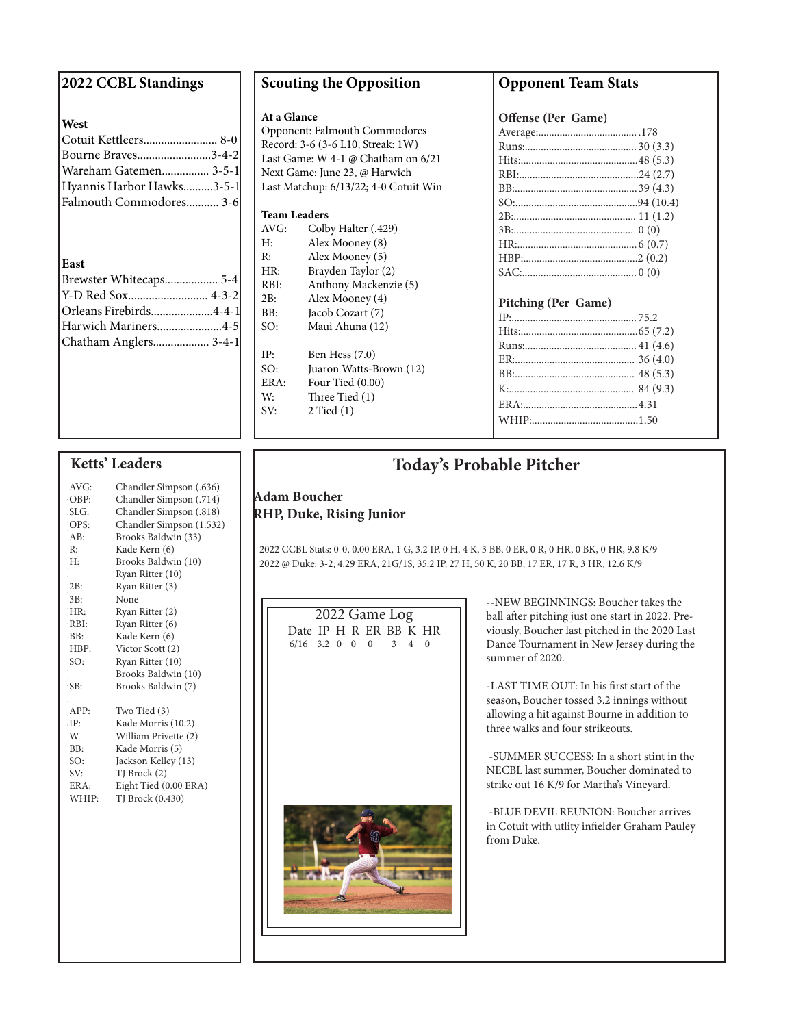## 2022 CCBL Standings

### West

| Team | Record |
|---|---|
| Cotuit Kettleers | 8-0 |
| Bourne Braves | 3-4-2 |
| Wareham Gatemen | 3-5-1 |
| Hyannis Harbor Hawks | 3-5-1 |
| Falmouth Commodores | 3-6 |

### East

| Team | Record |
|---|---|
| Brewster Whitecaps | 5-4 |
| Y-D Red Sox | 4-3-2 |
| Orleans Firebirds | 4-4-1 |
| Harwich Mariners | 4-5 |
| Chatham Anglers | 3-4-1 |

## Scouting the Opposition

**At a Glance**

Opponent: Falmouth Commodores
Record: 3-6 (3-6 L10, Streak: 1W)
Last Game: W 4-1 @ Chatham on 6/21
Next Game: June 23, @ Harwich
Last Matchup: 6/13/22; 4-0 Cotuit Win

**Team Leaders**

| | |
|---|---|
| AVG: | Colby Halter (.429) |
| H: | Alex Mooney (8) |
| R: | Alex Mooney (5) |
| HR: | Brayden Taylor (2) |
| RBI: | Anthony Mackenzie (5) |
| 2B: | Alex Mooney (4) |
| BB: | Jacob Cozart (7) |
| SO: | Maui Ahuna (12) |
| IP: | Ben Hess (7.0) |
| SO: | Juaron Watts-Brown (12) |
| ERA: | Four Tied (0.00) |
| W: | Three Tied (1) |
| SV: | 2 Tied (1) |

## Opponent Team Stats

**Offense (Per Game)**

| | |
|---|---|
| Average: | .178 |
| Runs: | 30 (3.3) |
| Hits: | 48 (5.3) |
| RBI: | 24 (2.7) |
| BB: | 39 (4.3) |
| SO: | 94 (10.4) |
| 2B: | 11 (1.2) |
| 3B: | 0 (0) |
| HR: | 6 (0.7) |
| HBP: | 2 (0.2) |
| SAC: | 0 (0) |

**Pitching (Per Game)**

| | |
|---|---|
| IP: | 75.2 |
| Hits: | 65 (7.2) |
| Runs: | 41 (4.6) |
| ER: | 36 (4.0) |
| BB: | 48 (5.3) |
| K: | 84 (9.3) |
| ERA: | 4.31 |
| WHIP: | 1.50 |

## Ketts' Leaders

| | |
|---|---|
| AVG: | Chandler Simpson (.636) |
| OBP: | Chandler Simpson (.714) |
| SLG: | Chandler Simpson (.818) |
| OPS: | Chandler Simpson (1.532) |
| AB: | Brooks Baldwin (33) |
| R: | Kade Kern (6) |
| H: | Brooks Baldwin (10) |
| | Ryan Ritter (10) |
| 2B: | Ryan Ritter (3) |
| 3B: | None |
| HR: | Ryan Ritter (2) |
| RBI: | Ryan Ritter (6) |
| BB: | Kade Kern (6) |
| HBP: | Victor Scott (2) |
| SO: | Ryan Ritter (10) |
| | Brooks Baldwin (10) |
| SB: | Brooks Baldwin (7) |
| APP: | Two Tied (3) |
| IP: | Kade Morris (10.2) |
| W | William Privette (2) |
| BB: | Kade Morris (5) |
| SO: | Jackson Kelley (13) |
| SV: | TJ Brock (2) |
| ERA: | Eight Tied (0.00 ERA) |
| WHIP: | TJ Brock (0.430) |

## Today's Probable Pitcher

**Adam Boucher**
**RHP, Duke, Rising Junior**

2022 CCBL Stats: 0-0, 0.00 ERA, 1 G, 3.2 IP, 0 H, 4 K, 3 BB, 0 ER, 0 R, 0 HR, 0 BK, 0 HR, 9.8 K/9
2022 @ Duke: 3-2, 4.29 ERA, 21G/1S, 35.2 IP, 27 H, 50 K, 20 BB, 17 ER, 17 R, 3 HR, 12.6 K/9

**2022 Game Log**

| Date | IP | H | R | ER | BB | K | HR |
|---|---|---|---|---|---|---|---|
| 6/16 | 3.2 | 0 | 0 | 0 | 3 | 4 | 0 |

--NEW BEGINNINGS: Boucher takes the ball after pitching just one start in 2022. Previously, Boucher last pitched in the 2020 Last Dance Tournament in New Jersey during the summer of 2020.

-LAST TIME OUT: In his first start of the season, Boucher tossed 3.2 innings without allowing a hit against Bourne in addition to three walks and four strikeouts.

-SUMMER SUCCESS: In a short stint in the NECBL last summer, Boucher dominated to strike out 16 K/9 for Martha's Vineyard.

-BLUE DEVIL REUNION: Boucher arrives in Cotuit with utlity infielder Graham Pauley from Duke.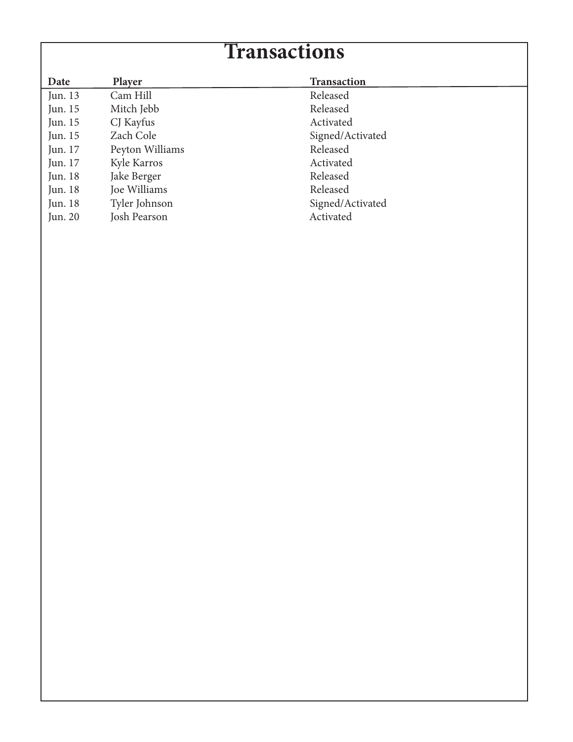# Transactions

| Date | Player | Transaction |
|---|---|---|
| Jun. 13 | Cam Hill | Released |
| Jun. 15 | Mitch Jebb | Released |
| Jun. 15 | CJ Kayfus | Activated |
| Jun. 15 | Zach Cole | Signed/Activated |
| Jun. 17 | Peyton Williams | Released |
| Jun. 17 | Kyle Karros | Activated |
| Jun. 18 | Jake Berger | Released |
| Jun. 18 | Joe Williams | Released |
| Jun. 18 | Tyler Johnson | Signed/Activated |
| Jun. 20 | Josh Pearson | Activated |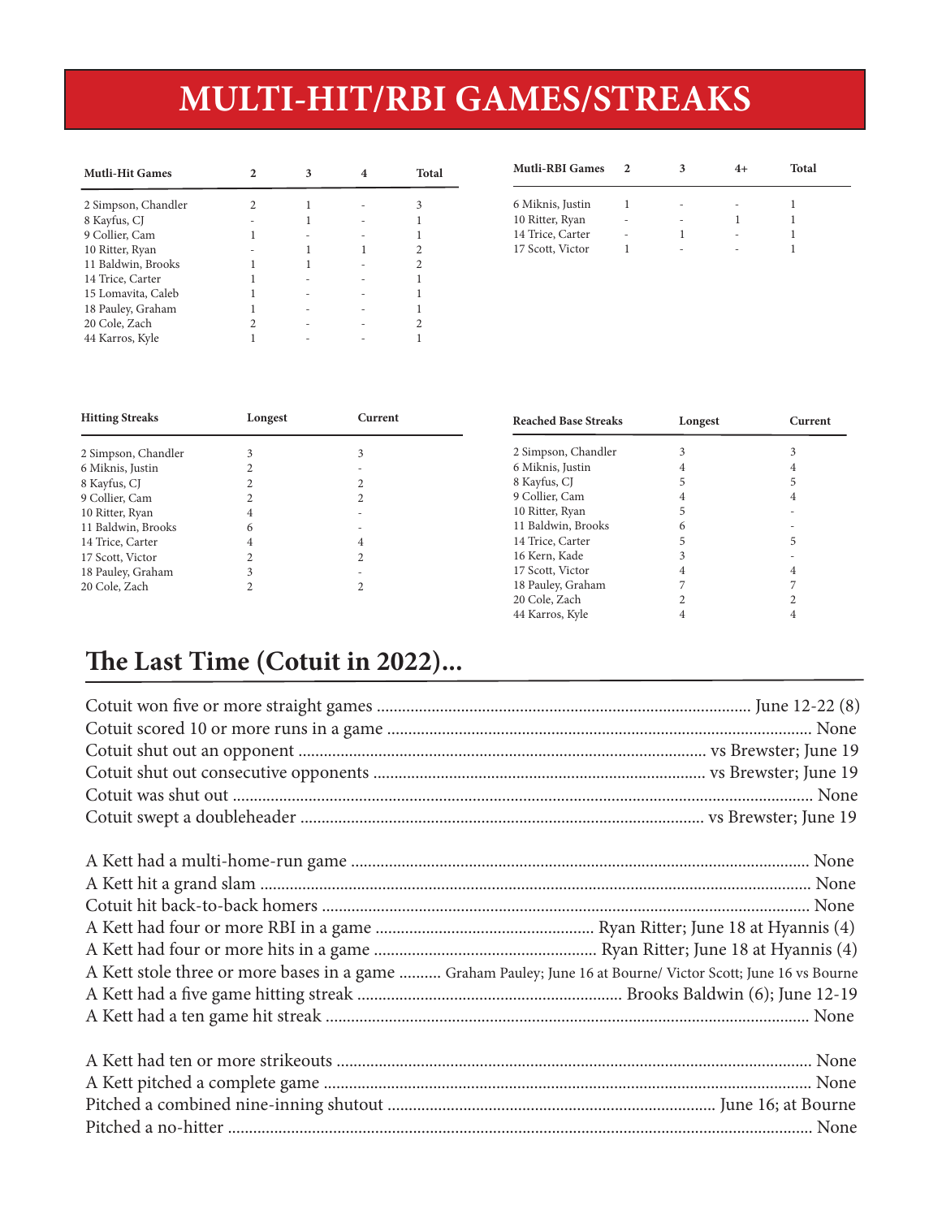# MULTI-HIT/RBI GAMES/STREAKS

| Mutli-Hit Games | 2 | 3 | 4 | Total |
|---|---|---|---|---|
| 2 Simpson, Chandler | 2 | 1 | - | 3 |
| 8 Kayfus, CJ | - | 1 | - | 1 |
| 9 Collier, Cam | 1 | - | - | 1 |
| 10 Ritter, Ryan | - | 1 | 1 | 2 |
| 11 Baldwin, Brooks | 1 | 1 | - | 2 |
| 14 Trice, Carter | 1 | - | - | 1 |
| 15 Lomavita, Caleb | 1 | - | - | 1 |
| 18 Pauley, Graham | 1 | - | - | 1 |
| 20 Cole, Zach | 2 | - | - | 2 |
| 44 Karros, Kyle | 1 | - | - | 1 |

| Mutli-RBI Games | 2 | 3 | 4+ | Total |
|---|---|---|---|---|
| 6 Miknis, Justin | 1 | - | - | 1 |
| 10 Ritter, Ryan | - | - | 1 | 1 |
| 14 Trice, Carter | - | 1 | - | 1 |
| 17 Scott, Victor | 1 | - | - | 1 |

| Hitting Streaks | Longest | Current |
|---|---|---|
| 2 Simpson, Chandler | 3 | 3 |
| 6 Miknis, Justin | 2 | - |
| 8 Kayfus, CJ | 2 | 2 |
| 9 Collier, Cam | 2 | 2 |
| 10 Ritter, Ryan | 4 | - |
| 11 Baldwin, Brooks | 6 | - |
| 14 Trice, Carter | 4 | 4 |
| 17 Scott, Victor | 2 | 2 |
| 18 Pauley, Graham | 3 | - |
| 20 Cole, Zach | 2 | 2 |

| Reached Base Streaks | Longest | Current |
|---|---|---|
| 2 Simpson, Chandler | 3 | 3 |
| 6 Miknis, Justin | 4 | 4 |
| 8 Kayfus, CJ | 5 | 5 |
| 9 Collier, Cam | 4 | 4 |
| 10 Ritter, Ryan | 5 | - |
| 11 Baldwin, Brooks | 6 | - |
| 14 Trice, Carter | 5 | 5 |
| 16 Kern, Kade | 3 | - |
| 17 Scott, Victor | 4 | 4 |
| 18 Pauley, Graham | 7 | 7 |
| 20 Cole, Zach | 2 | 2 |
| 44 Karros, Kyle | 4 | 4 |

## The Last Time (Cotuit in 2022)...

Cotuit won five or more straight games ........ June 12-22 (8)
Cotuit scored 10 or more runs in a game ........ None
Cotuit shut out an opponent ........ vs Brewster; June 19
Cotuit shut out consecutive opponents ........ vs Brewster; June 19
Cotuit was shut out ........ None
Cotuit swept a doubleheader ........ vs Brewster; June 19

A Kett had a multi-home-run game ........ None
A Kett hit a grand slam ........ None
Cotuit hit back-to-back homers ........ None
A Kett had four or more RBI in a game ........ Ryan Ritter; June 18 at Hyannis (4)
A Kett had four or more hits in a game ........ Ryan Ritter; June 18 at Hyannis (4)
A Kett stole three or more bases in a game ........ Graham Pauley; June 16 at Bourne/ Victor Scott; June 16 vs Bourne
A Kett had a five game hitting streak ........ Brooks Baldwin (6); June 12-19
A Kett had a ten game hit streak ........ None

A Kett had ten or more strikeouts ........ None
A Kett pitched a complete game ........ None
Pitched a combined nine-inning shutout ........ June 16; at Bourne
Pitched a no-hitter ........ None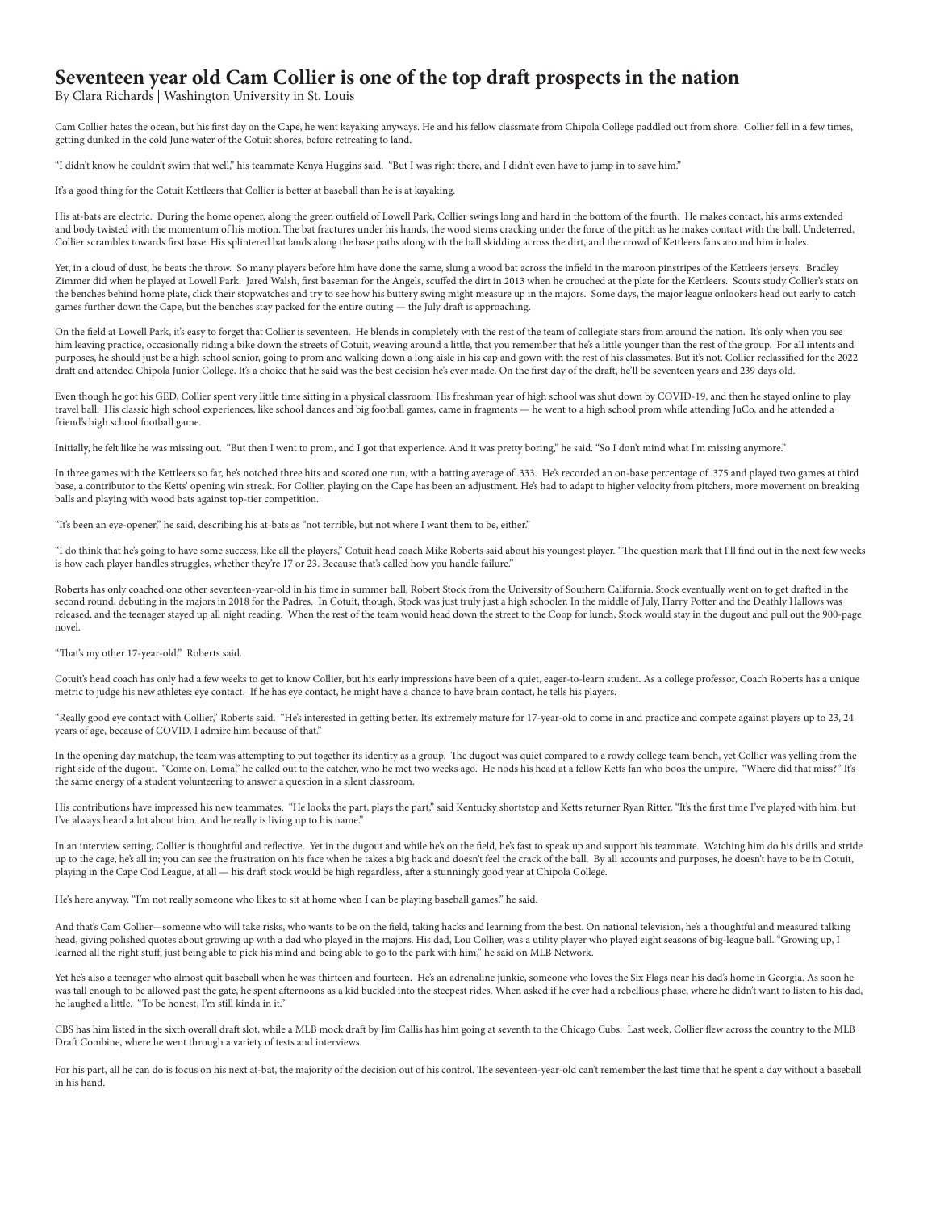# Seventeen year old Cam Collier is one of the top draft prospects in the nation

By Clara Richards | Washington University in St. Louis

Cam Collier hates the ocean, but his first day on the Cape, he went kayaking anyways. He and his fellow classmate from Chipola College paddled out from shore. Collier fell in a few times, getting dunked in the cold June water of the Cotuit shores, before retreating to land.

"I didn't know he couldn't swim that well," his teammate Kenya Huggins said. "But I was right there, and I didn't even have to jump in to save him."

It's a good thing for the Cotuit Kettleers that Collier is better at baseball than he is at kayaking.

His at-bats are electric. During the home opener, along the green outfield of Lowell Park, Collier swings long and hard in the bottom of the fourth. He makes contact, his arms extended and body twisted with the momentum of his motion. The bat fractures under his hands, the wood stems cracking under the force of the pitch as he makes contact with the ball. Undeterred, Collier scrambles towards first base. His splintered bat lands along the base paths along with the ball skidding across the dirt, and the crowd of Kettleers fans around him inhales.

Yet, in a cloud of dust, he beats the throw. So many players before him have done the same, slung a wood bat across the infield in the maroon pinstripes of the Kettleers jerseys. Bradley Zimmer did when he played at Lowell Park. Jared Walsh, first baseman for the Angels, scuffed the dirt in 2013 when he crouched at the plate for the Kettleers. Scouts study Collier's stats on the benches behind home plate, click their stopwatches and try to see how his buttery swing might measure up in the majors. Some days, the major league onlookers head out early to catch games further down the Cape, but the benches stay packed for the entire outing — the July draft is approaching.

On the field at Lowell Park, it's easy to forget that Collier is seventeen. He blends in completely with the rest of the team of collegiate stars from around the nation. It's only when you see him leaving practice, occasionally riding a bike down the streets of Cotuit, weaving around a little, that you remember that he's a little younger than the rest of the group. For all intents and purposes, he should just be a high school senior, going to prom and walking down a long aisle in his cap and gown with the rest of his classmates. But it's not. Collier reclassified for the 2022 draft and attended Chipola Junior College. It's a choice that he said was the best decision he's ever made. On the first day of the draft, he'll be seventeen years and 239 days old.

Even though he got his GED, Collier spent very little time sitting in a physical classroom. His freshman year of high school was shut down by COVID-19, and then he stayed online to play travel ball. His classic high school experiences, like school dances and big football games, came in fragments — he went to a high school prom while attending JuCo, and he attended a friend's high school football game.

Initially, he felt like he was missing out. "But then I went to prom, and I got that experience. And it was pretty boring," he said. "So I don't mind what I'm missing anymore."

In three games with the Kettleers so far, he's notched three hits and scored one run, with a batting average of .333. He's recorded an on-base percentage of .375 and played two games at third base, a contributor to the Ketts' opening win streak. For Collier, playing on the Cape has been an adjustment. He's had to adapt to higher velocity from pitchers, more movement on breaking balls and playing with wood bats against top-tier competition.

"It's been an eye-opener," he said, describing his at-bats as "not terrible, but not where I want them to be, either."

"I do think that he's going to have some success, like all the players," Cotuit head coach Mike Roberts said about his youngest player. "The question mark that I'll find out in the next few weeks is how each player handles struggles, whether they're 17 or 23. Because that's called how you handle failure."

Roberts has only coached one other seventeen-year-old in his time in summer ball, Robert Stock from the University of Southern California. Stock eventually went on to get drafted in the second round, debuting in the majors in 2018 for the Padres. In Cotuit, though, Stock was just truly just a high schooler. In the middle of July, Harry Potter and the Deathly Hallows was released, and the teenager stayed up all night reading. When the rest of the team would head down the street to the Coop for lunch, Stock would stay in the dugout and pull out the 900-page novel.

"That's my other 17-year-old," Roberts said.

Cotuit's head coach has only had a few weeks to get to know Collier, but his early impressions have been of a quiet, eager-to-learn student. As a college professor, Coach Roberts has a unique metric to judge his new athletes: eye contact. If he has eye contact, he might have a chance to have brain contact, he tells his players.

"Really good eye contact with Collier," Roberts said. "He's interested in getting better. It's extremely mature for 17-year-old to come in and practice and compete against players up to 23, 24 years of age, because of COVID. I admire him because of that."

In the opening day matchup, the team was attempting to put together its identity as a group. The dugout was quiet compared to a rowdy college team bench, yet Collier was yelling from the right side of the dugout. "Come on, Loma," he called out to the catcher, who he met two weeks ago. He nods his head at a fellow Ketts fan who boos the umpire. "Where did that miss?" It's the same energy of a student volunteering to answer a question in a silent classroom.

His contributions have impressed his new teammates. "He looks the part, plays the part," said Kentucky shortstop and Ketts returner Ryan Ritter. "It's the first time I've played with him, but I've always heard a lot about him. And he really is living up to his name."

In an interview setting, Collier is thoughtful and reflective. Yet in the dugout and while he's on the field, he's fast to speak up and support his teammate. Watching him do his drills and stride up to the cage, he's all in; you can see the frustration on his face when he takes a big hack and doesn't feel the crack of the ball. By all accounts and purposes, he doesn't have to be in Cotuit, playing in the Cape Cod League, at all — his draft stock would be high regardless, after a stunningly good year at Chipola College.

He's here anyway. "I'm not really someone who likes to sit at home when I can be playing baseball games," he said.

And that's Cam Collier—someone who will take risks, who wants to be on the field, taking hacks and learning from the best. On national television, he's a thoughtful and measured talking head, giving polished quotes about growing up with a dad who played in the majors. His dad, Lou Collier, was a utility player who played eight seasons of big-league ball. "Growing up, I learned all the right stuff, just being able to pick his mind and being able to go to the park with him," he said on MLB Network.

Yet he's also a teenager who almost quit baseball when he was thirteen and fourteen. He's an adrenaline junkie, someone who loves the Six Flags near his dad's home in Georgia. As soon he was tall enough to be allowed past the gate, he spent afternoons as a kid buckled into the steepest rides. When asked if he ever had a rebellious phase, where he didn't want to listen to his dad, he laughed a little. "To be honest, I'm still kinda in it."

CBS has him listed in the sixth overall draft slot, while a MLB mock draft by Jim Callis has him going at seventh to the Chicago Cubs. Last week, Collier flew across the country to the MLB Draft Combine, where he went through a variety of tests and interviews.

For his part, all he can do is focus on his next at-bat, the majority of the decision out of his control. The seventeen-year-old can't remember the last time that he spent a day without a baseball in his hand.